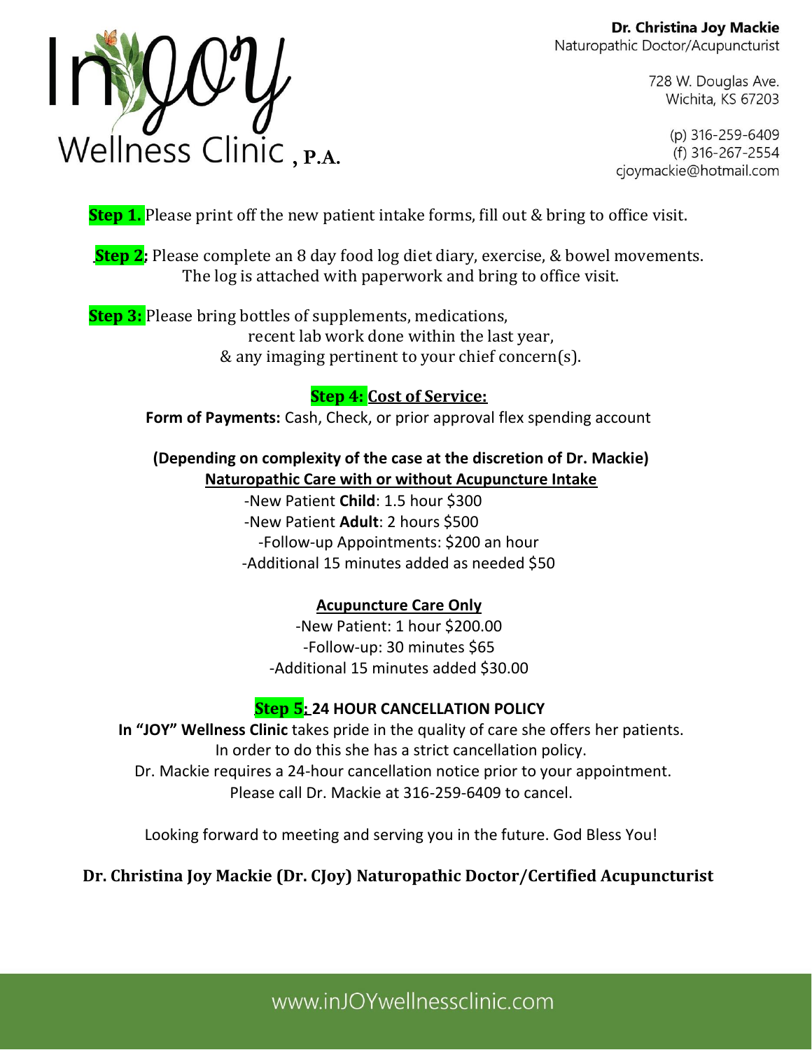# In JOY Wellness Clinic, P.A.

**Dr. Christina Joy Mackie**
Naturopathic Doctor/Acupuncturist

728 W. Douglas Ave.
Wichita, KS 67203

(p) 316-259-6409
(f) 316-267-2554
cjoymackie@hotmail.com

**Step 1.** Please print off the new patient intake forms, fill out & bring to office visit.

**Step 2;** Please complete an 8 day food log diet diary, exercise, & bowel movements. The log is attached with paperwork and bring to office visit.

**Step 3:** Please bring bottles of supplements, medications, recent lab work done within the last year, & any imaging pertinent to your chief concern(s).

## Step 4: Cost of Service:

**Form of Payments:** Cash, Check, or prior approval flex spending account

**(Depending on complexity of the case at the discretion of Dr. Mackie)**

**Naturopathic Care with or without Acupuncture Intake**

- New Patient **Child**: 1.5 hour $300
- New Patient **Adult**: 2 hours $500
- Follow-up Appointments: $200 an hour
- Additional 15 minutes added as needed $50

**Acupuncture Care Only**

- New Patient: 1 hour $200.00
- Follow-up: 30 minutes $65
- Additional 15 minutes added $30.00

## Step 5: 24 HOUR CANCELLATION POLICY

**In "JOY" Wellness Clinic** takes pride in the quality of care she offers her patients. In order to do this she has a strict cancellation policy. Dr. Mackie requires a 24-hour cancellation notice prior to your appointment. Please call Dr. Mackie at 316-259-6409 to cancel.

Looking forward to meeting and serving you in the future. God Bless You!

**Dr. Christina Joy Mackie (Dr. CJoy) Naturopathic Doctor/Certified Acupuncturist**

www.inJOYwellnessclinic.com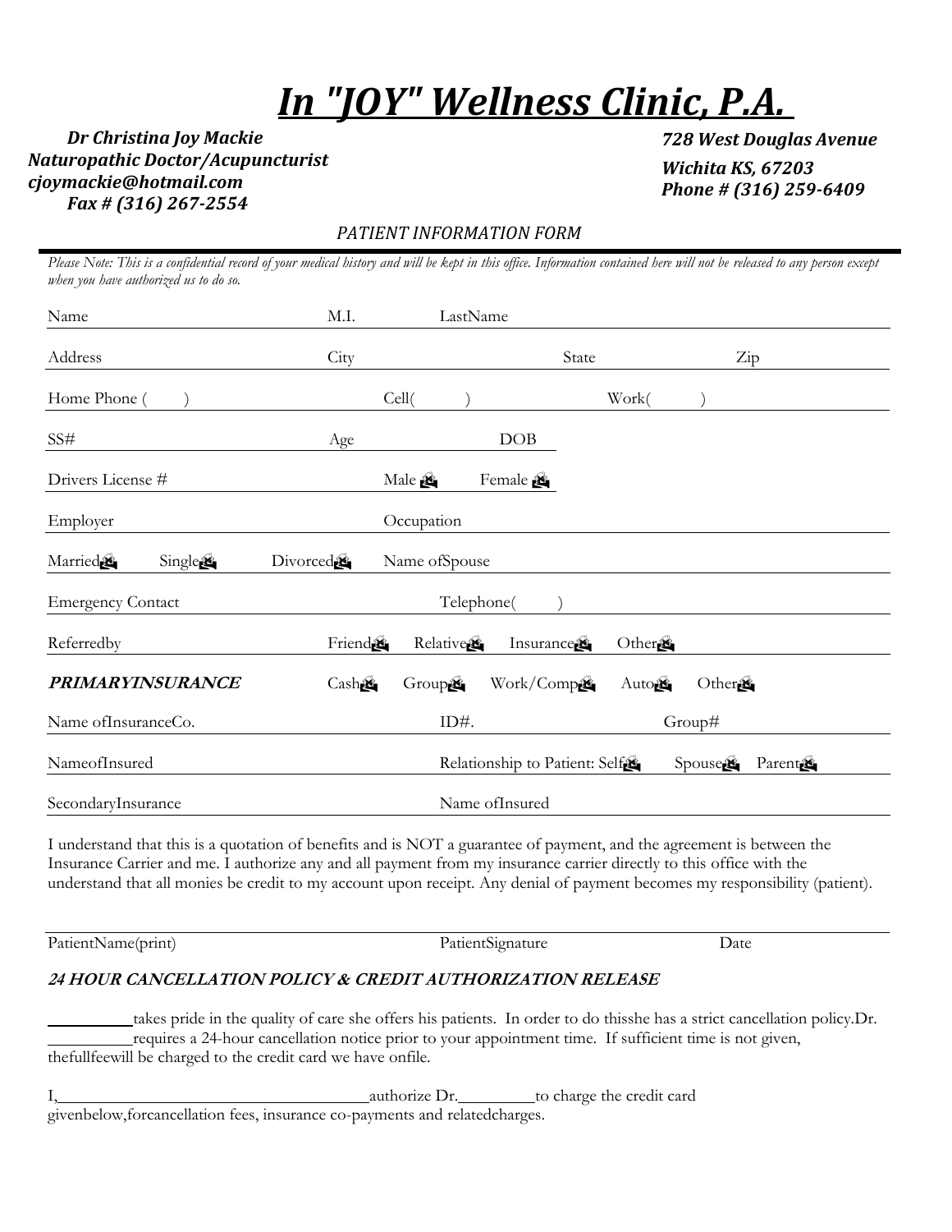# *In "JOY" Wellness Clinic, P.A.*

***Dr Christina Joy Mackie***
***Naturopathic Doctor/Acupuncturist***
***cjoymackie@hotmail.com***
***Fax # (316) 267-2554***

***728 West Douglas Avenue***
***Wichita KS, 67203***
***Phone # (316) 259-6409***

*PATIENT INFORMATION FORM*

*Please Note: This is a confidential record of your medical history and will be kept in this office. Information contained here will not be released to any person except when you have authorized us to do so.*

Name M.I. LastName

Address City State Zip

Home Phone ( ) Cell( ) Work( )

SS# Age DOB

Drivers License # Male ☐ Female ☐

Employer Occupation

Married☐ Single☐ Divorced☐ Name ofSpouse

Emergency Contact Telephone( )

Referredby Friend☐ Relative☐ Insurance☐ Other☐

***PRIMARYINSURANCE*** Cash☐ Group☐ Work/Comp☐ Auto☐ Other☐

Name ofInsuranceCo. ID#. Group#

NameofInsured Relationship to Patient: Self☐ Spouse☐ Parent☐

SecondaryInsurance Name ofInsured

I understand that this is a quotation of benefits and is NOT a guarantee of payment, and the agreement is between the Insurance Carrier and me. I authorize any and all payment from my insurance carrier directly to this office with the understand that all monies be credit to my account upon receipt. Any denial of payment becomes my responsibility (patient).

PatientName(print) PatientSignature Date

### *24 HOUR CANCELLATION POLICY & CREDIT AUTHORIZATION RELEASE*

__________takes pride in the quality of care she offers his patients. In order to do thisshe has a strict cancellation policy.Dr. __________requires a 24-hour cancellation notice prior to your appointment time. If sufficient time is not given, thefullfeewill be charged to the credit card we have onfile.

I,______________________________________authorize Dr.__________to charge the credit card givenbelow,forcancellation fees, insurance co-payments and relatedcharges.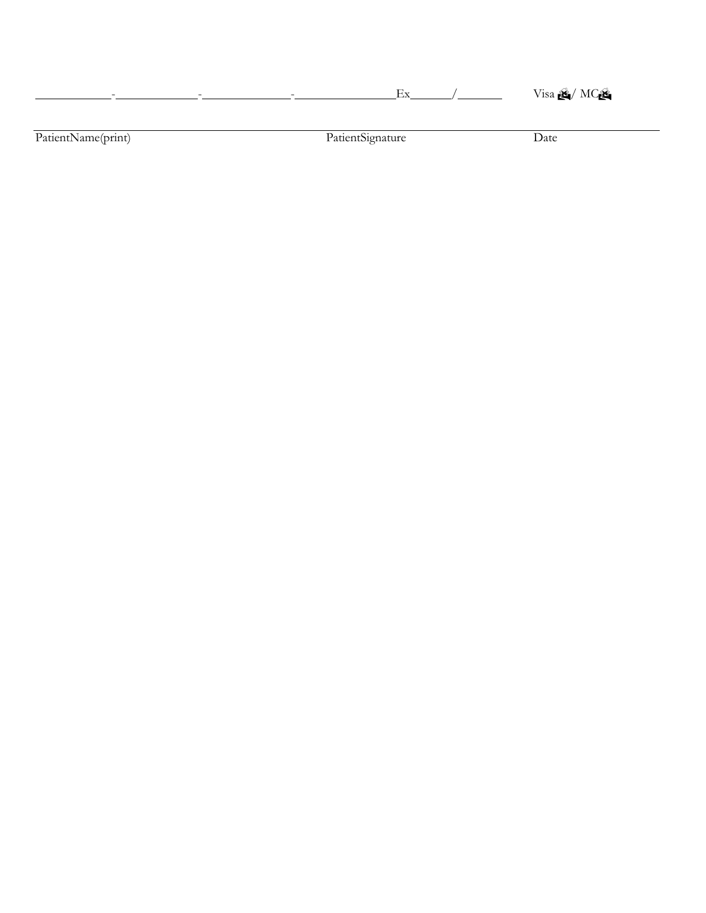\_\_\_\_\_\_\_\_\_\_\_\_-\_\_\_\_\_\_\_\_\_\_\_\_\_\_-\_\_\_\_\_\_\_\_\_\_\_\_\_\_\_-\_\_\_\_\_\_\_\_\_\_\_\_\_\_\_\_\_Ex\_\_\_\_\_\_\_/\_\_\_\_\_\_\_\_ Visa ☐/ MC☐

PatientName(print) PatientSignature Date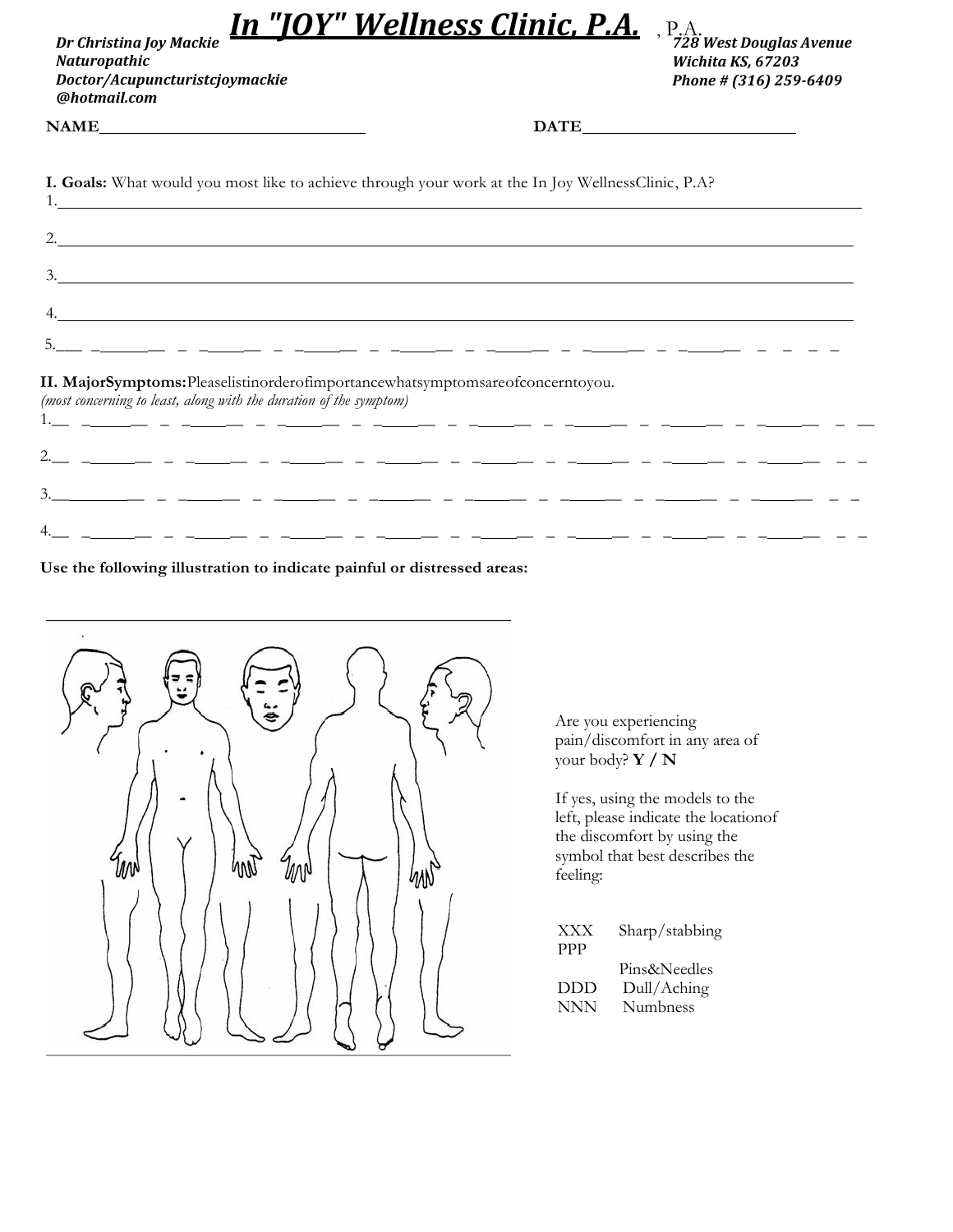# In "JOY" Wellness Clinic, P.A.

, P.A.

***Dr Christina Joy Mackie***
***Naturopathic Doctor/Acupuncturistcjoymackie @hotmail.com***

***728 West Douglas Avenue***
***Wichita KS, 67203***
***Phone # (316) 259-6409***

**NAME**\_\_\_\_\_\_\_\_\_\_\_\_\_\_\_\_\_\_\_\_\_\_\_\_\_\_\_\_\_\_ **DATE**\_\_\_\_\_\_\_\_\_\_\_\_\_\_\_\_\_\_\_\_\_\_\_\_

**I. Goals:** What would you most like to achieve through your work at the In Joy WellnessClinic, P.A?

1.\_\_\_\_\_\_\_\_\_\_\_\_\_\_\_\_\_\_\_\_\_\_\_\_\_\_\_\_\_\_\_\_\_\_\_\_\_\_\_\_\_\_\_\_\_\_\_\_\_\_\_\_\_\_\_\_\_\_\_\_\_\_\_\_\_\_\_\_\_\_\_\_

2.\_\_\_\_\_\_\_\_\_\_\_\_\_\_\_\_\_\_\_\_\_\_\_\_\_\_\_\_\_\_\_\_\_\_\_\_\_\_\_\_\_\_\_\_\_\_\_\_\_\_\_\_\_\_\_\_\_\_\_\_\_\_\_\_\_\_\_\_\_\_\_\_

3.\_\_\_\_\_\_\_\_\_\_\_\_\_\_\_\_\_\_\_\_\_\_\_\_\_\_\_\_\_\_\_\_\_\_\_\_\_\_\_\_\_\_\_\_\_\_\_\_\_\_\_\_\_\_\_\_\_\_\_\_\_\_\_\_\_\_\_\_\_\_\_\_

4.\_\_\_\_\_\_\_\_\_\_\_\_\_\_\_\_\_\_\_\_\_\_\_\_\_\_\_\_\_\_\_\_\_\_\_\_\_\_\_\_\_\_\_\_\_\_\_\_\_\_\_\_\_\_\_\_\_\_\_\_\_\_\_\_\_\_\_\_\_\_\_\_

5.\_\_\_\_\_\_\_\_\_\_\_\_\_\_\_\_\_\_\_\_\_\_\_\_\_\_\_\_\_\_\_\_\_\_\_\_\_\_\_\_\_\_\_\_\_\_\_\_\_\_\_\_\_\_\_\_\_\_\_\_\_\_\_\_\_\_\_\_\_\_\_\_

**II. MajorSymptoms:**Pleaselistinorderofimportancewhatsymptomsareofconcerntoyou.
*(most concerning to least, along with the duration of the symptom)*

1.\_\_\_\_\_\_\_\_\_\_\_\_\_\_\_\_\_\_\_\_\_\_\_\_\_\_\_\_\_\_\_\_\_\_\_\_\_\_\_\_\_\_\_\_\_\_\_\_\_\_\_\_\_\_\_\_\_\_\_\_\_\_\_\_\_\_\_\_\_\_\_\_

2.\_\_\_\_\_\_\_\_\_\_\_\_\_\_\_\_\_\_\_\_\_\_\_\_\_\_\_\_\_\_\_\_\_\_\_\_\_\_\_\_\_\_\_\_\_\_\_\_\_\_\_\_\_\_\_\_\_\_\_\_\_\_\_\_\_\_\_\_\_\_\_\_

3.\_\_\_\_\_\_\_\_\_\_\_\_\_\_\_\_\_\_\_\_\_\_\_\_\_\_\_\_\_\_\_\_\_\_\_\_\_\_\_\_\_\_\_\_\_\_\_\_\_\_\_\_\_\_\_\_\_\_\_\_\_\_\_\_\_\_\_\_\_\_\_\_

4.\_\_\_\_\_\_\_\_\_\_\_\_\_\_\_\_\_\_\_\_\_\_\_\_\_\_\_\_\_\_\_\_\_\_\_\_\_\_\_\_\_\_\_\_\_\_\_\_\_\_\_\_\_\_\_\_\_\_\_\_\_\_\_\_\_\_\_\_\_\_\_\_

**Use the following illustration to indicate painful or distressed areas:**

Are you experiencing pain/discomfort in any area of your body? **Y / N**

If yes, using the models to the left, please indicate the locationof the discomfort by using the symbol that best describes the feeling:

| | |
|---|---|
| XXX | Sharp/stabbing |
| PPP | Pins&Needles |
| DDD | Dull/Aching |
| NNN | Numbness |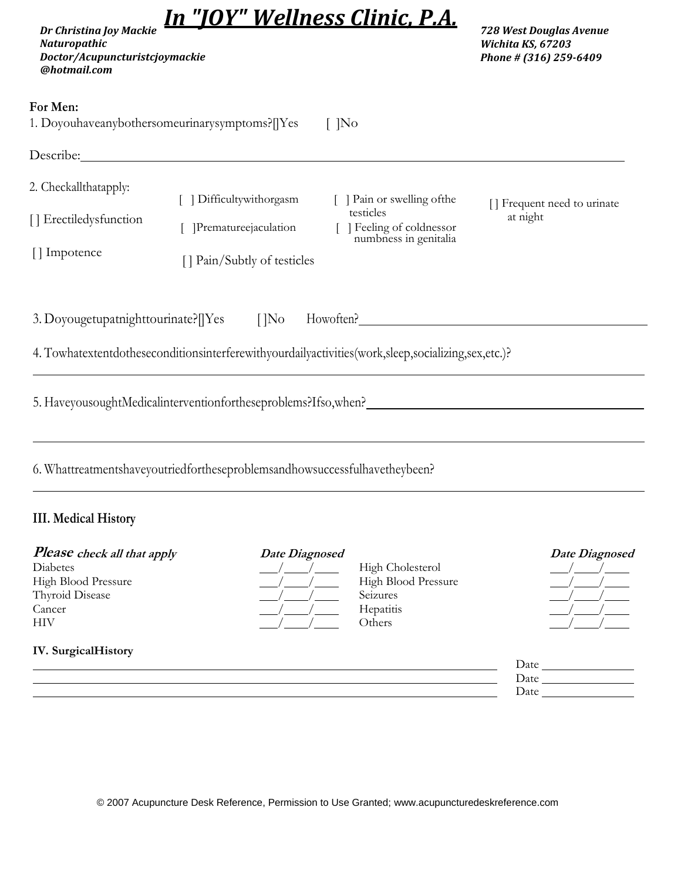# In "JOY" Wellness Clinic, P.A.

**_Dr Christina Joy Mackie_**
**_Naturopathic Doctor/Acupuncturistcjoymackie@hotmail.com_**

**_728 West Douglas Avenue_**
**_Wichita KS, 67203_**
**_Phone # (316) 259-6409_**

**For Men:**

1. Doyouhaveanybothersomeurinarysymptoms?[]Yes [ ]No

Describe:\_\_\_\_\_\_\_\_\_\_\_\_\_\_\_\_\_\_\_\_\_\_\_\_\_\_\_\_\_\_\_\_\_\_\_\_\_\_\_\_

2. Checkallthatapply:

[] Erectiledysfunction

[] Impotence

[ ] Difficultywithorgasm

[ ]Prematureejaculation

[] Pain/Subtly of testicles

[ ] Pain or swelling ofthe testicles

[ ] Feeling of coldnessor numbness in genitalia

[] Frequent need to urinate at night

3. Doyougetupatnighttourinate?[]Yes []No Howoften?\_\_\_\_\_\_\_\_\_\_\_\_\_\_\_\_\_\_\_\_

4. Towhatextentdotheseconditionsinterferewithyourdailyactivities(work,sleep,socializing,sex,etc.)?

\_\_\_\_\_\_\_\_\_\_\_\_\_\_\_\_\_\_\_\_\_\_\_\_\_\_\_\_\_\_\_\_\_\_\_\_\_\_\_\_

5. HaveyousoughtMedicalinterventionfortheseproblems?Ifso,when?\_\_\_\_\_\_\_\_\_\_\_\_\_\_\_\_\_\_\_\_

\_\_\_\_\_\_\_\_\_\_\_\_\_\_\_\_\_\_\_\_\_\_\_\_\_\_\_\_\_\_\_\_\_\_\_\_\_\_\_\_

6. Whattreatmentshaveyoutriedfortheseproblemsandhowsuccessfulhavetheybeen?

\_\_\_\_\_\_\_\_\_\_\_\_\_\_\_\_\_\_\_\_\_\_\_\_\_\_\_\_\_\_\_\_\_\_\_\_\_\_\_\_

## III. Medical History

| ***Please** check all that apply* | ***Date Diagnosed*** | | ***Date Diagnosed*** |
|---|---|---|---|
| Diabetes | \_\_\_/\_\_\_\_/\_\_\_\_ | High Cholesterol | \_\_\_/\_\_\_\_/\_\_\_\_ |
| High Blood Pressure | \_\_\_/\_\_\_\_/\_\_\_\_ | High Blood Pressure | \_\_\_/\_\_\_\_/\_\_\_\_ |
| Thyroid Disease | \_\_\_/\_\_\_\_/\_\_\_\_ | Seizures | \_\_\_/\_\_\_\_/\_\_\_\_ |
| Cancer | \_\_\_/\_\_\_\_/\_\_\_\_ | Hepatitis | \_\_\_/\_\_\_\_/\_\_\_\_ |
| HIV | \_\_\_/\_\_\_\_/\_\_\_\_ | Others | \_\_\_/\_\_\_\_/\_\_\_\_ |

## IV. SurgicalHistory

\_\_\_\_\_\_\_\_\_\_\_\_\_\_\_\_\_\_\_\_\_\_\_\_\_\_\_\_\_\_\_\_ Date \_\_\_\_\_\_\_\_\_\_\_\_

\_\_\_\_\_\_\_\_\_\_\_\_\_\_\_\_\_\_\_\_\_\_\_\_\_\_\_\_\_\_\_\_ Date \_\_\_\_\_\_\_\_\_\_\_\_

\_\_\_\_\_\_\_\_\_\_\_\_\_\_\_\_\_\_\_\_\_\_\_\_\_\_\_\_\_\_\_\_ Date \_\_\_\_\_\_\_\_\_\_\_\_

© 2007 Acupuncture Desk Reference, Permission to Use Granted; www.acupuncturedeskreference.com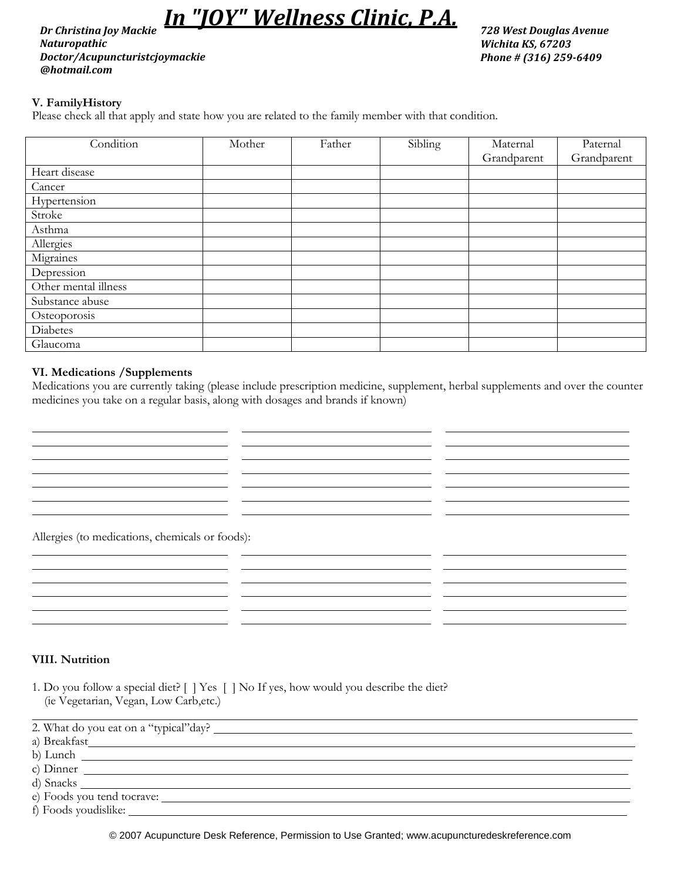# In "JOY" Wellness Clinic, P.A.

*Dr Christina Joy Mackie*
*Naturopathic Doctor/Acupuncturistcjoymackie@hotmail.com*

*728 West Douglas Avenue*
*Wichita KS, 67203*
*Phone # (316) 259-6409*

### V. FamilyHistory

Please check all that apply and state how you are related to the family member with that condition.

| Condition | Mother | Father | Sibling | Maternal Grandparent | Paternal Grandparent |
|---|---|---|---|---|---|
| Heart disease | | | | | |
| Cancer | | | | | |
| Hypertension | | | | | |
| Stroke | | | | | |
| Asthma | | | | | |
| Allergies | | | | | |
| Migraines | | | | | |
| Depression | | | | | |
| Other mental illness | | | | | |
| Substance abuse | | | | | |
| Osteoporosis | | | | | |
| Diabetes | | | | | |
| Glaucoma | | | | | |

### VI. Medications /Supplements

Medications you are currently taking (please include prescription medicine, supplement, herbal supplements and over the counter medicines you take on a regular basis, along with dosages and brands if known)

_______________ _______________ _______________
_______________ _______________ _______________
_______________ _______________ _______________
_______________ _______________ _______________
_______________ _______________ _______________
_______________ _______________ _______________
_______________ _______________ _______________

Allergies (to medications, chemicals or foods):

_______________ _______________ _______________
_______________ _______________ _______________
_______________ _______________ _______________
_______________ _______________ _______________
_______________ _______________ _______________
_______________ _______________ _______________

### VIII. Nutrition

1. Do you follow a special diet? [ ] Yes [ ] No If yes, how would you describe the diet? (ie Vegetarian, Vegan, Low Carb,etc.)

_______________________________________________

2. What do you eat on a "typical"day? _______________

a) Breakfast_______________

b) Lunch _______________

c) Dinner _______________

d) Snacks _______________

e) Foods you tend tocrave: _______________

f) Foods youdislike: _______________

© 2007 Acupuncture Desk Reference, Permission to Use Granted; www.acupuncturedeskreference.com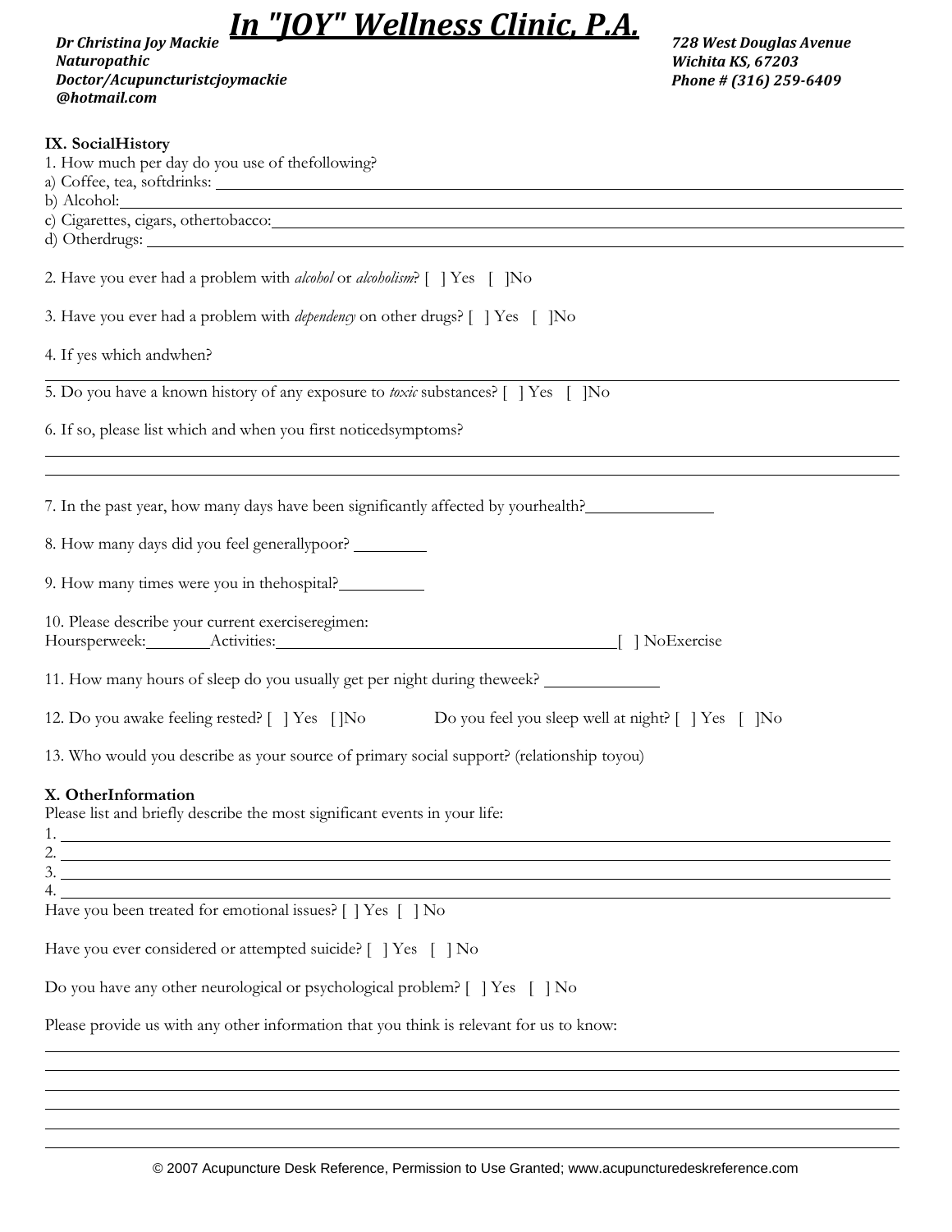# In "JOY" Wellness Clinic, P.A.

**Dr Christina Joy Mackie**
**Naturopathic Doctor/Acupuncturistcjoymackie @hotmail.com**

**728 West Douglas Avenue**
**Wichita KS, 67203**
**Phone # (316) 259-6409**

**IX. SocialHistory**

1. How much per day do you use of thefollowing?

a) Coffee, tea, softdrinks: \_\_\_\_\_\_\_\_\_\_\_\_\_\_\_\_\_\_\_\_

b) Alcohol: \_\_\_\_\_\_\_\_\_\_\_\_\_\_\_\_\_\_\_\_

c) Cigarettes, cigars, othertobacco: \_\_\_\_\_\_\_\_\_\_\_\_\_\_\_\_\_\_\_\_

d) Otherdrugs: \_\_\_\_\_\_\_\_\_\_\_\_\_\_\_\_\_\_\_\_

2. Have you ever had a problem with *alcohol* or *alcoholism*? [ ] Yes [ ]No

3. Have you ever had a problem with *dependency* on other drugs? [ ] Yes [ ]No

4. If yes which andwhen?

\_\_\_\_\_\_\_\_\_\_\_\_\_\_\_\_\_\_\_\_

5. Do you have a known history of any exposure to *toxic* substances? [ ] Yes [ ]No

6. If so, please list which and when you first noticedsymptoms?

\_\_\_\_\_\_\_\_\_\_\_\_\_\_\_\_\_\_\_\_

\_\_\_\_\_\_\_\_\_\_\_\_\_\_\_\_\_\_\_\_

7. In the past year, how many days have been significantly affected by yourhealth? \_\_\_\_\_\_\_\_\_\_

8. How many days did you feel generallypoor? \_\_\_\_\_\_\_\_\_\_

9. How many times were you in thehospital? \_\_\_\_\_\_\_\_\_\_

10. Please describe your current exerciseregimen:
Hoursperweek: \_\_\_\_\_\_ Activities: \_\_\_\_\_\_\_\_\_\_\_\_\_\_\_\_\_\_\_\_ [ ] NoExercise

11. How many hours of sleep do you usually get per night during theweek? \_\_\_\_\_\_\_\_\_\_

12. Do you awake feeling rested? [ ] Yes [ ]No Do you feel you sleep well at night? [ ] Yes [ ]No

13. Who would you describe as your source of primary social support? (relationship toyou)

**X. OtherInformation**

Please list and briefly describe the most significant events in your life:

1. \_\_\_\_\_\_\_\_\_\_\_\_\_\_\_\_\_\_\_\_
2. \_\_\_\_\_\_\_\_\_\_\_\_\_\_\_\_\_\_\_\_
3. \_\_\_\_\_\_\_\_\_\_\_\_\_\_\_\_\_\_\_\_
4. \_\_\_\_\_\_\_\_\_\_\_\_\_\_\_\_\_\_\_\_

Have you been treated for emotional issues? [ ] Yes [ ] No

Have you ever considered or attempted suicide? [ ] Yes [ ] No

Do you have any other neurological or psychological problem? [ ] Yes [ ] No

Please provide us with any other information that you think is relevant for us to know:

\_\_\_\_\_\_\_\_\_\_\_\_\_\_\_\_\_\_\_\_

\_\_\_\_\_\_\_\_\_\_\_\_\_\_\_\_\_\_\_\_

\_\_\_\_\_\_\_\_\_\_\_\_\_\_\_\_\_\_\_\_

\_\_\_\_\_\_\_\_\_\_\_\_\_\_\_\_\_\_\_\_

\_\_\_\_\_\_\_\_\_\_\_\_\_\_\_\_\_\_\_\_

\_\_\_\_\_\_\_\_\_\_\_\_\_\_\_\_\_\_\_\_

© 2007 Acupuncture Desk Reference, Permission to Use Granted; www.acupuncturedeskreference.com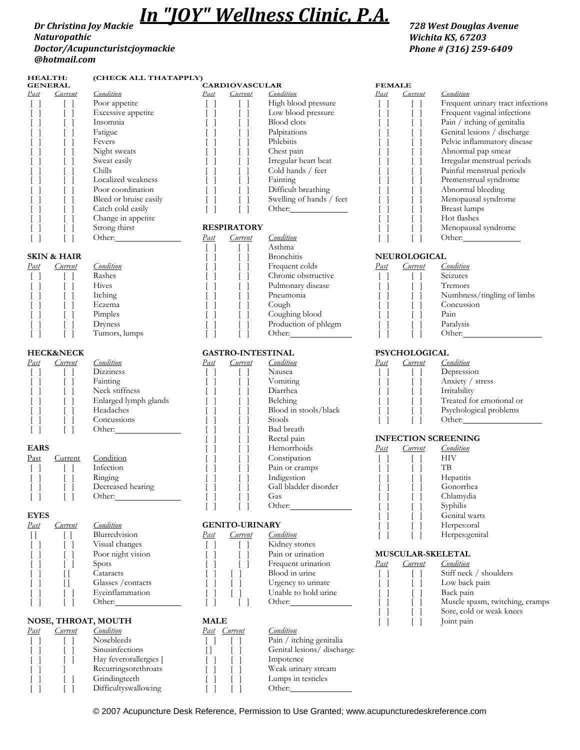# In "JOY" Wellness Clinic, P.A.

***Dr Christina Joy Mackie***
***Naturopathic Doctor/Acupuncturistcjoymackie @hotmail.com***

***728 West Douglas Avenue***
***Wichita KS, 67203***
***Phone # (316) 259-6409***

**HEALTH: (CHECK ALL THATAPPLY)**

### GENERAL

| *Past* | *Current* | *Condition* |
|---|---|---|
| [ ] | [ ] | Poor appetite |
| [ ] | [ ] | Excessive appetite |
| [ ] | [ ] | Insomnia |
| [ ] | [ ] | Fatigue |
| [ ] | [ ] | Fevers |
| [ ] | [ ] | Night sweats |
| [ ] | [ ] | Sweat easily |
| [ ] | [ ] | Chills |
| [ ] | [ ] | Localized weakness |
| [ ] | [ ] | Poor coordination |
| [ ] | [ ] | Bleed or bruise easily |
| [ ] | [ ] | Catch cold easily |
| [ ] | [ ] | Change in appetite |
| [ ] | [ ] | Strong thirst |
| [ ] | [ ] | Other:_____________ |

### SKIN & HAIR

| *Past* | *Current* | *Condition* |
|---|---|---|
| [ ] | [ ] | Rashes |
| [ ] | [ ] | Hives |
| [ ] | [ ] | Itching |
| [ ] | [ ] | Eczema |
| [ ] | [ ] | Pimples |
| [ ] | [ ] | Dryness |
| [ ] | [ ] | Tumors, lumps |

### HECK&NECK

| *Past* | *Current* | *Condition* |
|---|---|---|
| [ ] | [ ] | Dizziness |
| [ ] | [ ] | Fainting |
| [ ] | [ ] | Neck stiffness |
| [ ] | [ ] | Enlarged lymph glands |
| [ ] | [ ] | Headaches |
| [ ] | [ ] | Concussions |
| [ ] | [ ] | Other:_____________ |

### EARS

| Past | Current | Condition |
|---|---|---|
| [ ] | [ ] | Infection |
| [ ] | [ ] | Ringing |
| [ ] | [ ] | Decreased hearing |
| [ ] | [ ] | Other:_____________ |

### EYES

| *Past* | *Current* | *Condition* |
|---|---|---|
| [] | [ ] | Blurredvision |
| [ ] | [ ] | Visual changes |
| [ ] | [ ] | Poor night vision |
| [ ] | [ ] | Spots |
| [ ] | [] | Cataracts |
| [ ] | [] | Glasses /contacts |
| [ ] | [ ] | Eyeinflammation |
| [ ] | [ ] | Other:_____________ |

### NOSE, THROAT, MOUTH

| *Past* | *Current* | *Condition* |
|---|---|---|
| [ ] | [ ] | Nosebleeds |
| [ ] | [ ] | Sinusinfections |
| [ ] | [ ] | Hay feverorallergies [ |
| [ ] | ] | Recurringsorethroats |
| [ ] | [ ] | Grindingteeth |
| [ ] | [ ] | Difficultyswallowing |

### CARDIOVASCULAR

| *Past* | *Current* | *Condition* |
|---|---|---|
| [ ] | [ ] | High blood pressure |
| [ ] | [ ] | Low blood pressure |
| [ ] | [ ] | Blood clots |
| [ ] | [ ] | Palpitations |
| [ ] | [ ] | Phlebitis |
| [ ] | [ ] | Chest pain |
| [ ] | [ ] | Irregular heart beat |
| [ ] | [ ] | Cold hands / feet |
| [ ] | [ ] | Fainting |
| [ ] | [ ] | Difficult breathing |
| [ ] | [ ] | Swelling of hands / feet |
| [ ] | [ ] | Other:_____________ |

### RESPIRATORY

| *Past* | *Current* | *Condition* |
|---|---|---|
| [ ] | [ ] | Asthma |
| [ ] | [ ] | Bronchitis |
| [ ] | [ ] | Frequent colds |
| [ ] | [ ] | Chronic obstructive |
| [ ] | [ ] | Pulmonary disease |
| [ ] | [ ] | Pneumonia |
| [ ] | [ ] | Cough |
| [ ] | [ ] | Coughing blood |
| [ ] | [ ] | Production of phlegm |
| [ ] | [ ] | Other:_____________ |

### GASTRO-INTESTINAL

| *Past* | *Current* | *Condition* |
|---|---|---|
| [ ] | [ ] | Nausea |
| [ ] | [ ] | Vomiting |
| [ ] | [ ] | Diarrhea |
| [ ] | [ ] | Belching |
| [ ] | [ ] | Blood in stools/black |
| [ ] | [ ] | Stools |
| [ ] | [ ] | Bad breath |
| [ ] | [ ] | Rectal pain |
| [ ] | [ ] | Hemorrhoids |
| [ ] | [ ] | Constipation |
| [ ] | [ ] | Pain or cramps |
| [ ] | [ ] | Indigestion |
| [ ] | [ ] | Gall bladder disorder |
| [ ] | [ ] | Gas |
| [ ] | [ ] | Other:_____________ |

### GENITO-URINARY

| *Past* | *Current* | *Condition* |
|---|---|---|
| [ ] | [ ] | Kidney stones |
| [ ] | [ ] | Pain or urination |
| [ ] | [ ] | Frequent urination |
| [ ] | [ ] | Blood in urine |
| [ ] | [ ] | Urgency to urinate |
| [ ] | [ ] | Unable to hold urine |
| [ ] | [ ] | Other:_____________ |

### MALE

| *Past* | *Current* | *Condition* |
|---|---|---|
| [ ] | [ ] | Pain / itching genitalia |
| [] | [ ] | Genital lesions/ discharge |
| [ ] | [ ] | Impotence |
| [ ] | [ ] | Weak urinary stream |
| [ ] | [ ] | Lumps in testicles |
| [ ] | [ ] | Other:_____________ |

### FEMALE

| *Past* | *Current* | *Condition* |
|---|---|---|
| [ ] | [ ] | Frequent urinary tract infections |
| [ ] | [ ] | Frequent vaginal infections |
| [ ] | [ ] | Pain / itching of genitalia |
| [ ] | [ ] | Genital lesions / discharge |
| [ ] | [ ] | Pelvic inflammatory disease |
| [ ] | [ ] | Abnormal pap smear |
| [ ] | [ ] | Irregular menstrual periods |
| [ ] | [ ] | Painful menstrual periods |
| [ ] | [ ] | Premenstrual syndrome |
| [ ] | [ ] | Abnormal bleeding |
| [ ] | [ ] | Menopausal syndrome |
| [ ] | [ ] | Breast lumps |
| [ ] | [ ] | Hot flashes |
| [ ] | [ ] | Menopausal syndrome |
| [ ] | [ ] | Other:_____________ |

### NEUROLOGICAL

| *Past* | *Current* | *Condition* |
|---|---|---|
| [ ] | [ ] | Seizures |
| [ ] | [ ] | Tremors |
| [ ] | [ ] | Numbness/tingling of limbs |
| [ ] | [ ] | Concussion |
| [ ] | [ ] | Pain |
| [ ] | [ ] | Paralysis |
| [ ] | [ ] | Other:_____________ |

### PSYCHOLOGICAL

| *Past* | *Current* | *Condition* |
|---|---|---|
| [ ] | [ ] | Depression |
| [ ] | [ ] | Anxiety / stress |
| [ ] | [ ] | Irritability |
| [ ] | [ ] | Treated for emotional or |
| [ ] | [ ] | Psychological problems |
| [ ] | [ ] | Other:_____________ |

### INFECTION SCREENING

| *Past* | *Current* | *Condition* |
|---|---|---|
| [ ] | [ ] | HIV |
| [ ] | [ ] | TB |
| [ ] | [ ] | Hepatitis |
| [ ] | [ ] | Gonorrhea |
| [ ] | [ ] | Chlamydia |
| [ ] | [ ] | Syphilis |
| [ ] | [ ] | Genital warts |
| [ ] | [ ] | Herpes:oral |
| [ ] | [ ] | Herpes:genital |

### MUSCULAR-SKELETAL

| *Past* | *Current* | *Condition* |
|---|---|---|
| [ ] | [ ] | Stiff neck / shoulders |
| [ ] | [ ] | Low back pain |
| [ ] | [ ] | Back pain |
| [ ] | [ ] | Muscle spasm, twitching, cramps |
| [ ] | [ ] | Sore, cold or weak knees |
| [ ] | [ ] | Joint pain |

© 2007 Acupuncture Desk Reference, Permission to Use Granted; www.acupuncturedeskreference.com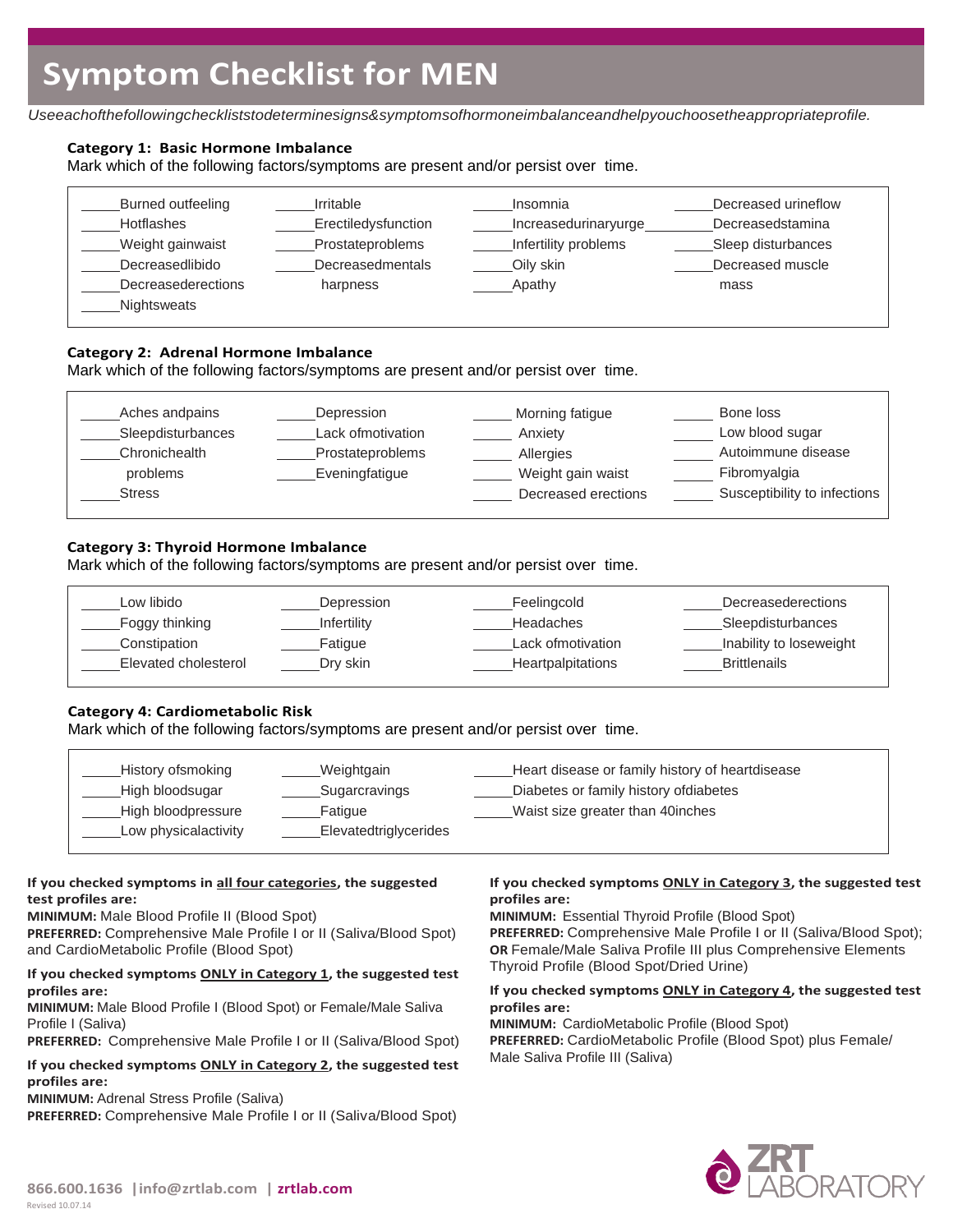// Symptom Checklist for MEN

*Use each of the following checklists to determine signs & symptoms of hormone imbalance and help you choose the appropriate profile.*

**Category 1: Basic Hormone Imbalance**
Mark which of the following factors/symptoms are present and/or persist over time.

| | | | |
|---|---|---|---|
| _____Burned out feeling | _____Irritable | _____Insomnia | _____Decreased urine flow |
| _____Hot flashes | _____Erectile dysfunction | _____Increased urinary urge | _____Decreased stamina |
| _____Weight gain waist | _____Prostate problems | _____Infertility problems | _____Sleep disturbances |
| _____Decreased libido | _____Decreased mental sharpness | _____Oily skin | _____Decreased muscle mass |
| _____Decreased erections | | _____Apathy | |
| _____Night sweats | | | |

**Category 2: Adrenal Hormone Imbalance**
Mark which of the following factors/symptoms are present and/or persist over time.

| | | | |
|---|---|---|---|
| _____Aches and pains | _____Depression | _____Morning fatigue | _____Bone loss |
| _____Sleep disturbances | _____Lack of motivation | _____Anxiety | _____Low blood sugar |
| _____Chronic health problems | _____Prostate problems | _____Allergies | _____Autoimmune disease |
| | _____Evening fatigue | _____Weight gain waist | _____Fibromyalgia |
| _____Stress | | _____Decreased erections | _____Susceptibility to infections |

**Category 3: Thyroid Hormone Imbalance**
Mark which of the following factors/symptoms are present and/or persist over time.

| | | | |
|---|---|---|---|
| _____Low libido | _____Depression | _____Feeling cold | _____Decreased erections |
| _____Foggy thinking | _____Infertility | _____Headaches | _____Sleep disturbances |
| _____Constipation | _____Fatigue | _____Lack of motivation | _____Inability to lose weight |
| _____Elevated cholesterol | _____Dry skin | _____Heart palpitations | _____Brittle nails |

**Category 4: Cardiometabolic Risk**
Mark which of the following factors/symptoms are present and/or persist over time.

| | | |
|---|---|---|
| _____History of smoking | _____Weight gain | _____Heart disease or family history of heart disease |
| _____High blood sugar | _____Sugar cravings | _____Diabetes or family history of diabetes |
| _____High blood pressure | _____Fatigue | _____Waist size greater than 40 inches |
| _____Low physical activity | _____Elevated triglycerides | |

**If you checked symptoms in all four categories, the suggested test profiles are:**
**MINIMUM:** Male Blood Profile II (Blood Spot)
**PREFERRED:** Comprehensive Male Profile I or II (Saliva/Blood Spot) and CardioMetabolic Profile (Blood Spot)

**If you checked symptoms ONLY in Category 1, the suggested test profiles are:**
**MINIMUM:** Male Blood Profile I (Blood Spot) or Female/Male Saliva Profile I (Saliva)
**PREFERRED:** Comprehensive Male Profile I or II (Saliva/Blood Spot)

**If you checked symptoms ONLY in Category 2, the suggested test profiles are:**
**MINIMUM:** Adrenal Stress Profile (Saliva)
**PREFERRED:** Comprehensive Male Profile I or II (Saliva/Blood Spot)

**If you checked symptoms ONLY in Category 3, the suggested test profiles are:**
**MINIMUM:** Essential Thyroid Profile (Blood Spot)
**PREFERRED:** Comprehensive Male Profile I or II (Saliva/Blood Spot); **OR** Female/Male Saliva Profile III plus Comprehensive Elements Thyroid Profile (Blood Spot/Dried Urine)

**If you checked symptoms ONLY in Category 4, the suggested test profiles are:**
**MINIMUM:** CardioMetabolic Profile (Blood Spot)
**PREFERRED:** CardioMetabolic Profile (Blood Spot) plus Female/Male Saliva Profile III (Saliva)

866.600.1636 | info@zrtlab.com | zrtlab.com
Revised 10.07.14

ZRT LABORATORY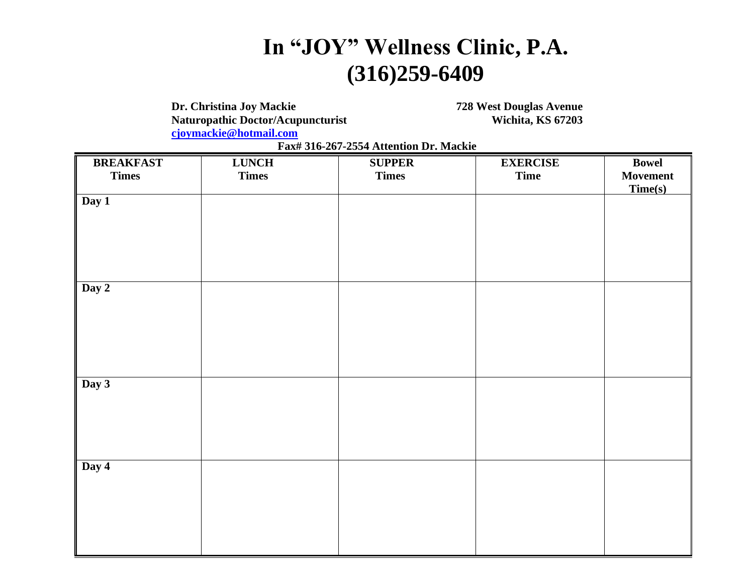# In "JOY" Wellness Clinic, P.A.
# (316)259-6409

**Dr. Christina Joy Mackie**
**Naturopathic Doctor/Acupuncturist**
**[cjoymackie@hotmail.com](mailto:cjoymackie@hotmail.com)**

**728 West Douglas Avenue**
**Wichita, KS 67203**

**Fax# 316-267-2554 Attention Dr. Mackie**

| BREAKFAST Times | LUNCH Times | SUPPER Times | EXERCISE Time | Bowel Movement Time(s) |
|---|---|---|---|---|
| Day 1 | | | | |
| Day 2 | | | | |
| Day 3 | | | | |
| Day 4 | | | | |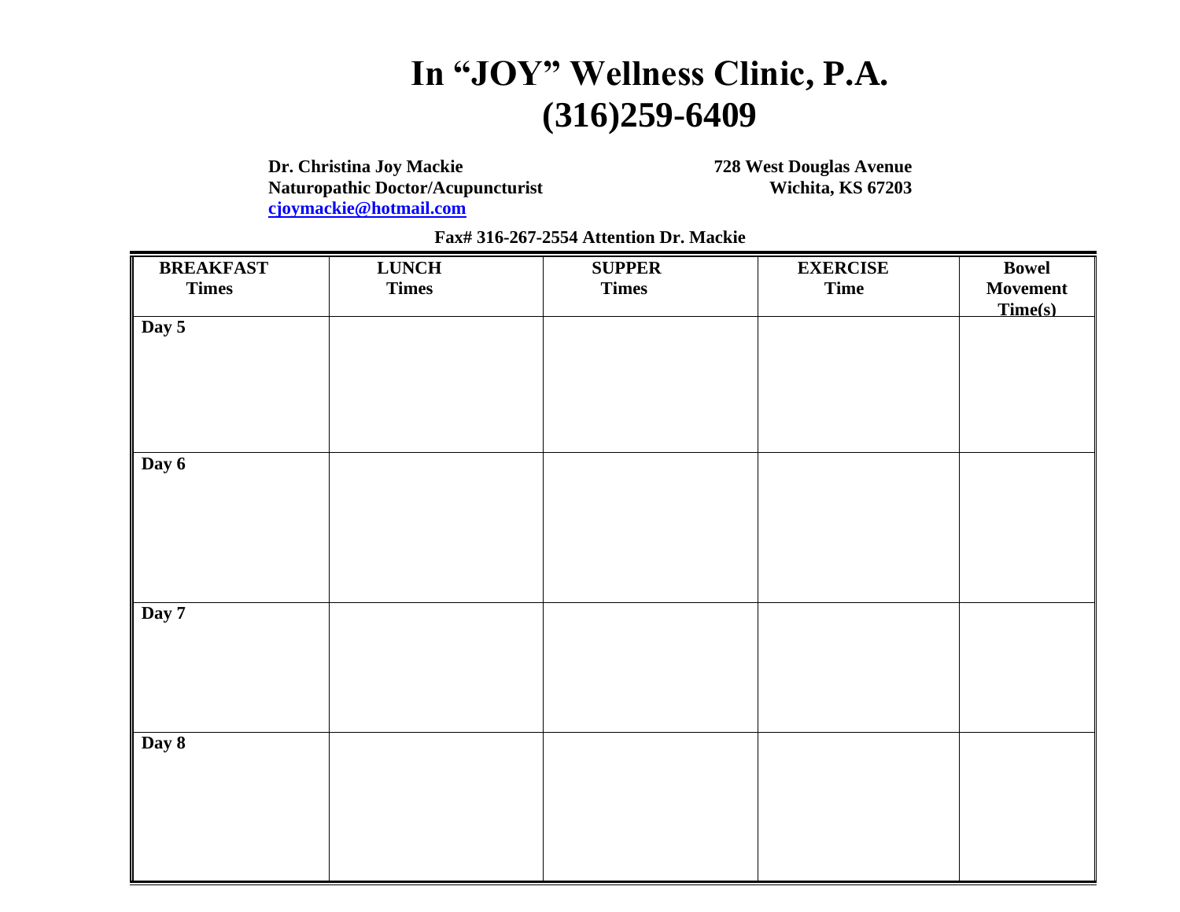# In "JOY" Wellness Clinic, P.A.
# (316)259-6409

**Dr. Christina Joy Mackie**
**Naturopathic Doctor/Acupuncturist**
**[cjoymackie@hotmail.com](mailto:cjoymackie@hotmail.com)**

**728 West Douglas Avenue**
**Wichita, KS 67203**

**Fax# 316-267-2554 Attention Dr. Mackie**

| BREAKFAST Times | LUNCH Times | SUPPER Times | EXERCISE Time | Bowel Movement Time(s) |
|---|---|---|---|---|
| **Day 5** | | | | |
| **Day 6** | | | | |
| **Day 7** | | | | |
| **Day 8** | | | | |